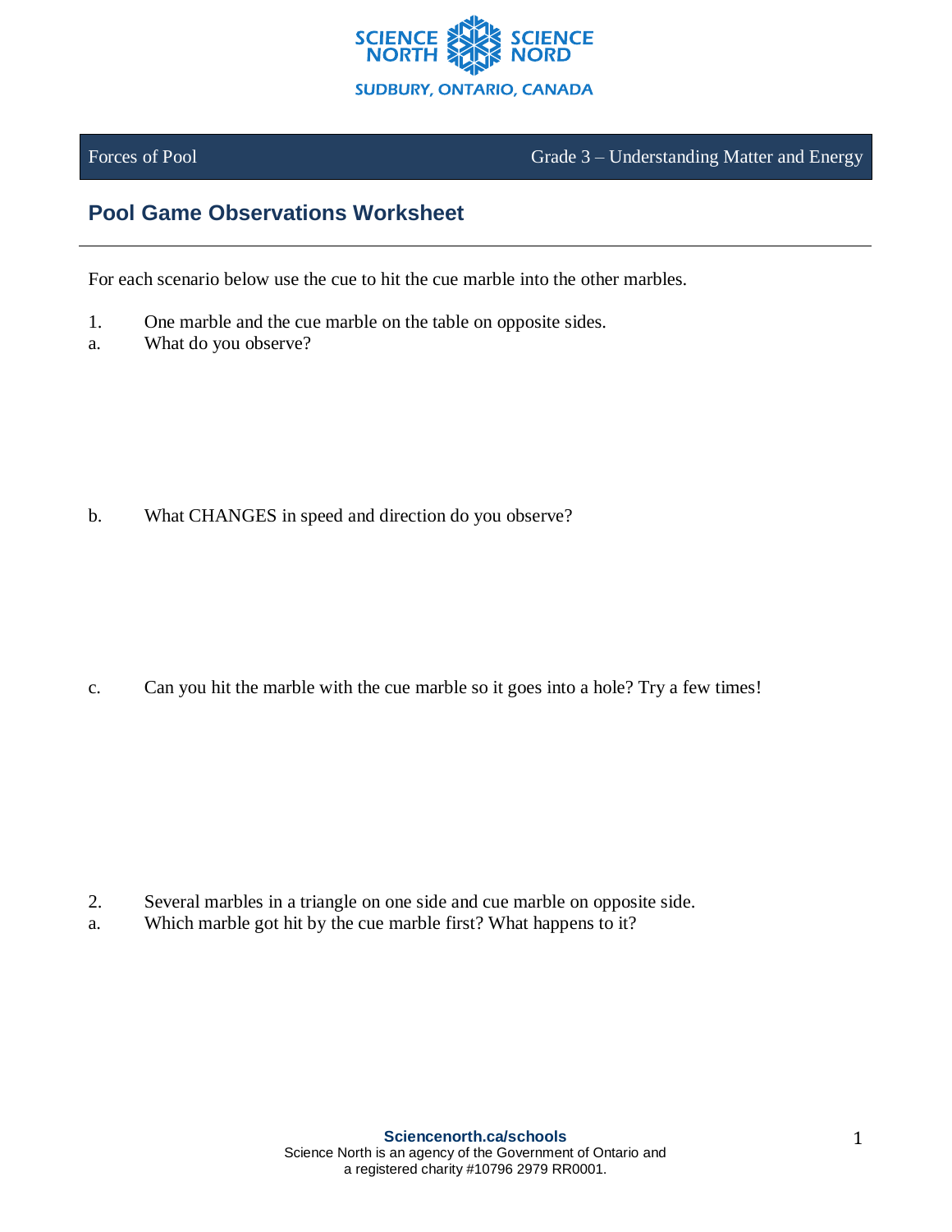SCIENCE NORTH SCIENCE NORD
SUDBURY, ONTARIO, CANADA

Forces of Pool | Grade 3 – Understanding Matter and Energy

## Pool Game Observations Worksheet

For each scenario below use the cue to hit the cue marble into the other marbles.

1. One marble and the cue marble on the table on opposite sides.
   a. What do you observe?

   b. What CHANGES in speed and direction do you observe?

   c. Can you hit the marble with the cue marble so it goes into a hole? Try a few times!

2. Several marbles in a triangle on one side and cue marble on opposite side.
   a. Which marble got hit by the cue marble first? What happens to it?

**Sciencenorth.ca/schools**
Science North is an agency of the Government of Ontario and
a registered charity #10796 2979 RR0001.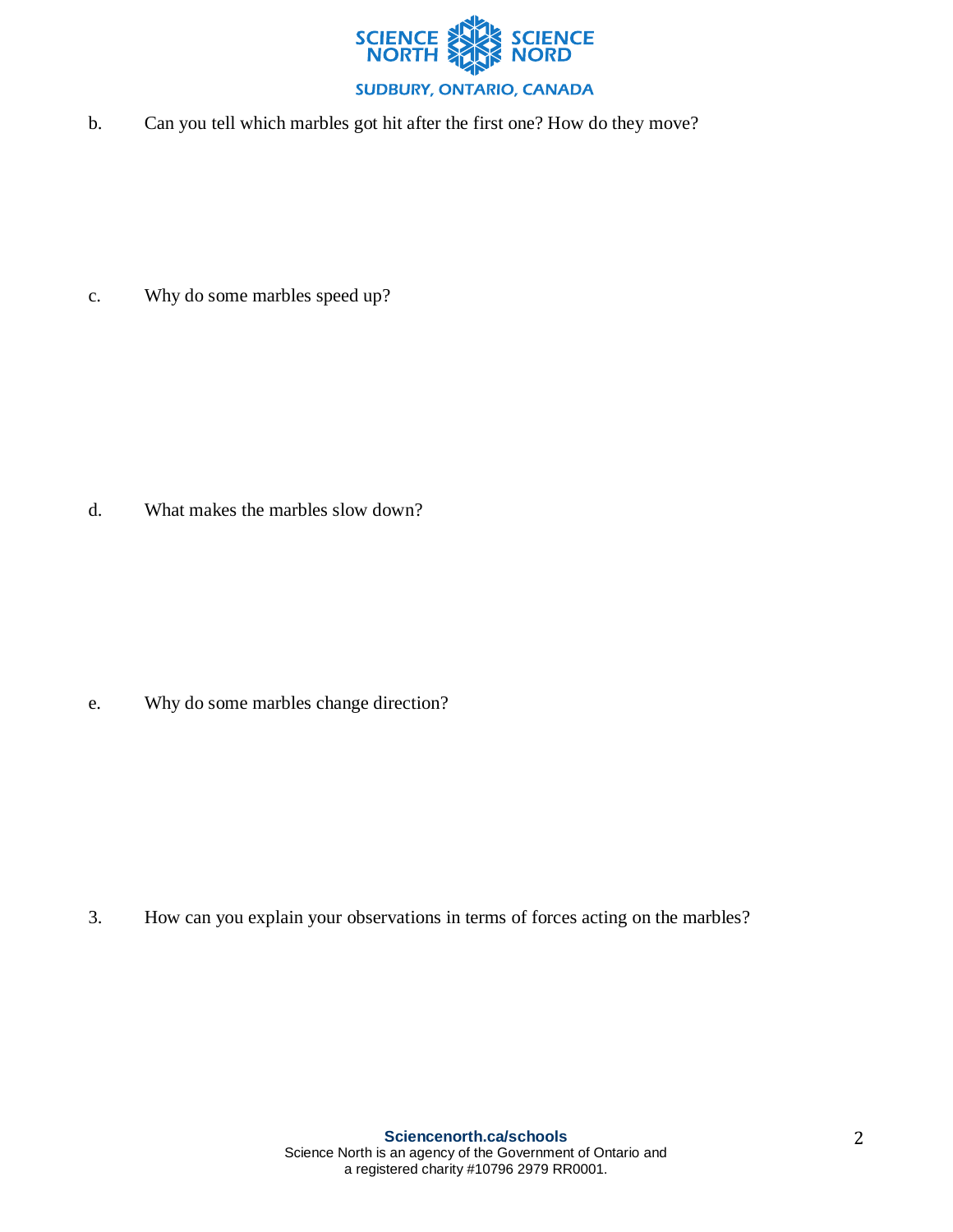b. Can you tell which marbles got hit after the first one? How do they move?

c. Why do some marbles speed up?

d. What makes the marbles slow down?

e. Why do some marbles change direction?

3. How can you explain your observations in terms of forces acting on the marbles?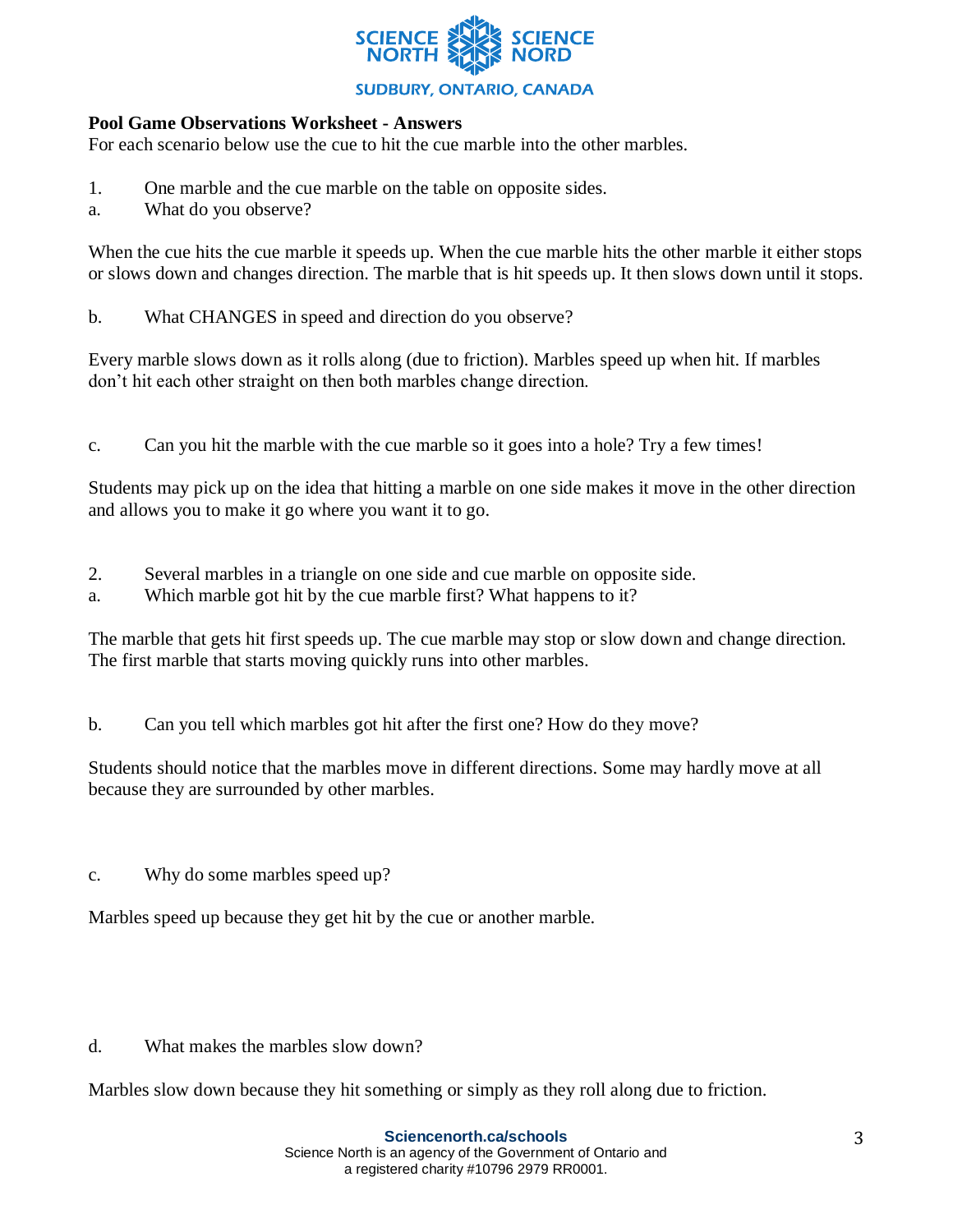**Pool Game Observations Worksheet - Answers**

For each scenario below use the cue to hit the cue marble into the other marbles.

1. One marble and the cue marble on the table on opposite sides.

a. What do you observe?

When the cue hits the cue marble it speeds up. When the cue marble hits the other marble it either stops or slows down and changes direction. The marble that is hit speeds up. It then slows down until it stops.

b. What CHANGES in speed and direction do you observe?

Every marble slows down as it rolls along (due to friction). Marbles speed up when hit. If marbles don't hit each other straight on then both marbles change direction.

c. Can you hit the marble with the cue marble so it goes into a hole? Try a few times!

Students may pick up on the idea that hitting a marble on one side makes it move in the other direction and allows you to make it go where you want it to go.

2. Several marbles in a triangle on one side and cue marble on opposite side.

a. Which marble got hit by the cue marble first? What happens to it?

The marble that gets hit first speeds up. The cue marble may stop or slow down and change direction. The first marble that starts moving quickly runs into other marbles.

b. Can you tell which marbles got hit after the first one? How do they move?

Students should notice that the marbles move in different directions. Some may hardly move at all because they are surrounded by other marbles.

c. Why do some marbles speed up?

Marbles speed up because they get hit by the cue or another marble.

d. What makes the marbles slow down?

Marbles slow down because they hit something or simply as they roll along due to friction.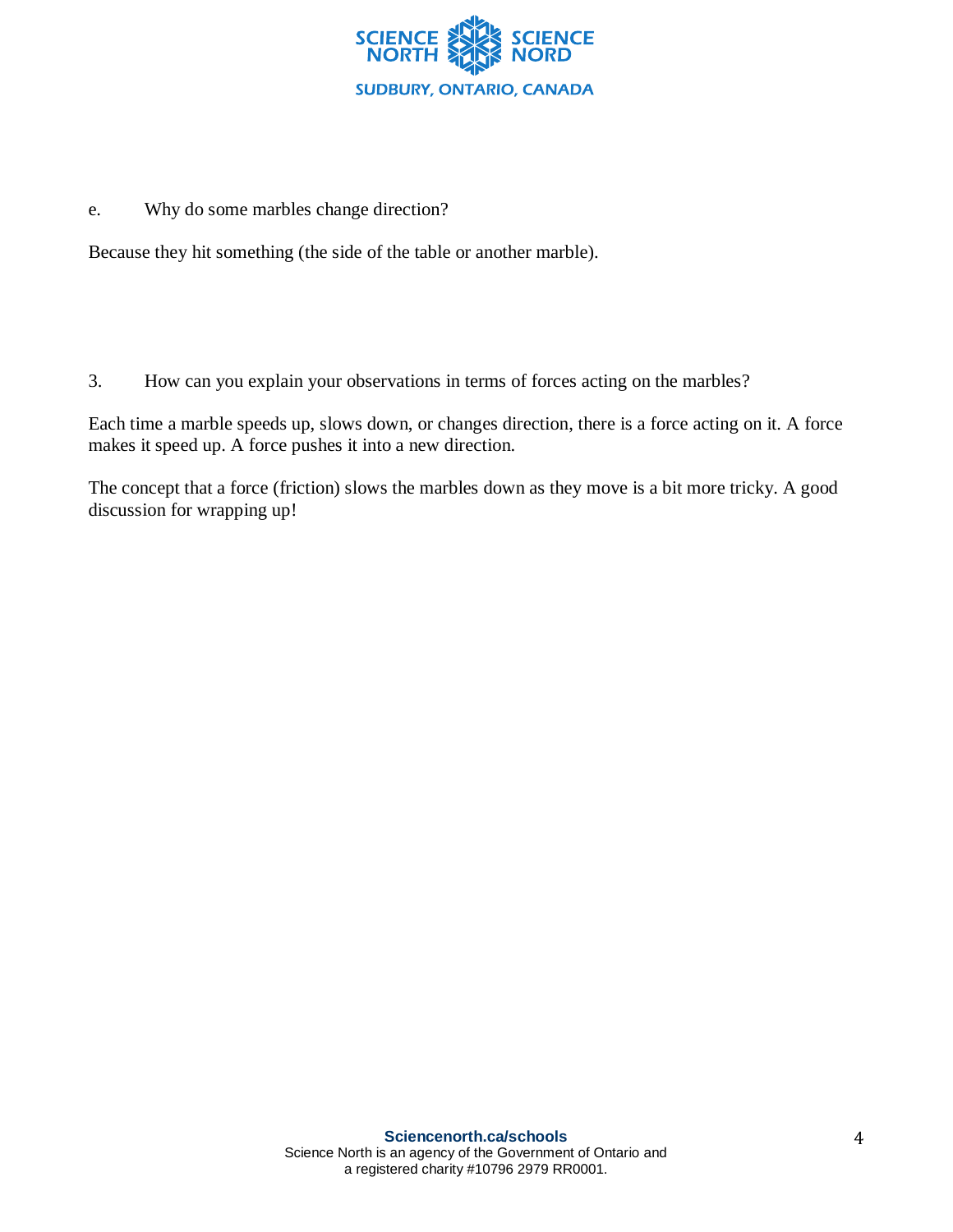e. Why do some marbles change direction?

Because they hit something (the side of the table or another marble).

3. How can you explain your observations in terms of forces acting on the marbles?

Each time a marble speeds up, slows down, or changes direction, there is a force acting on it. A force makes it speed up. A force pushes it into a new direction.

The concept that a force (friction) slows the marbles down as they move is a bit more tricky. A good discussion for wrapping up!